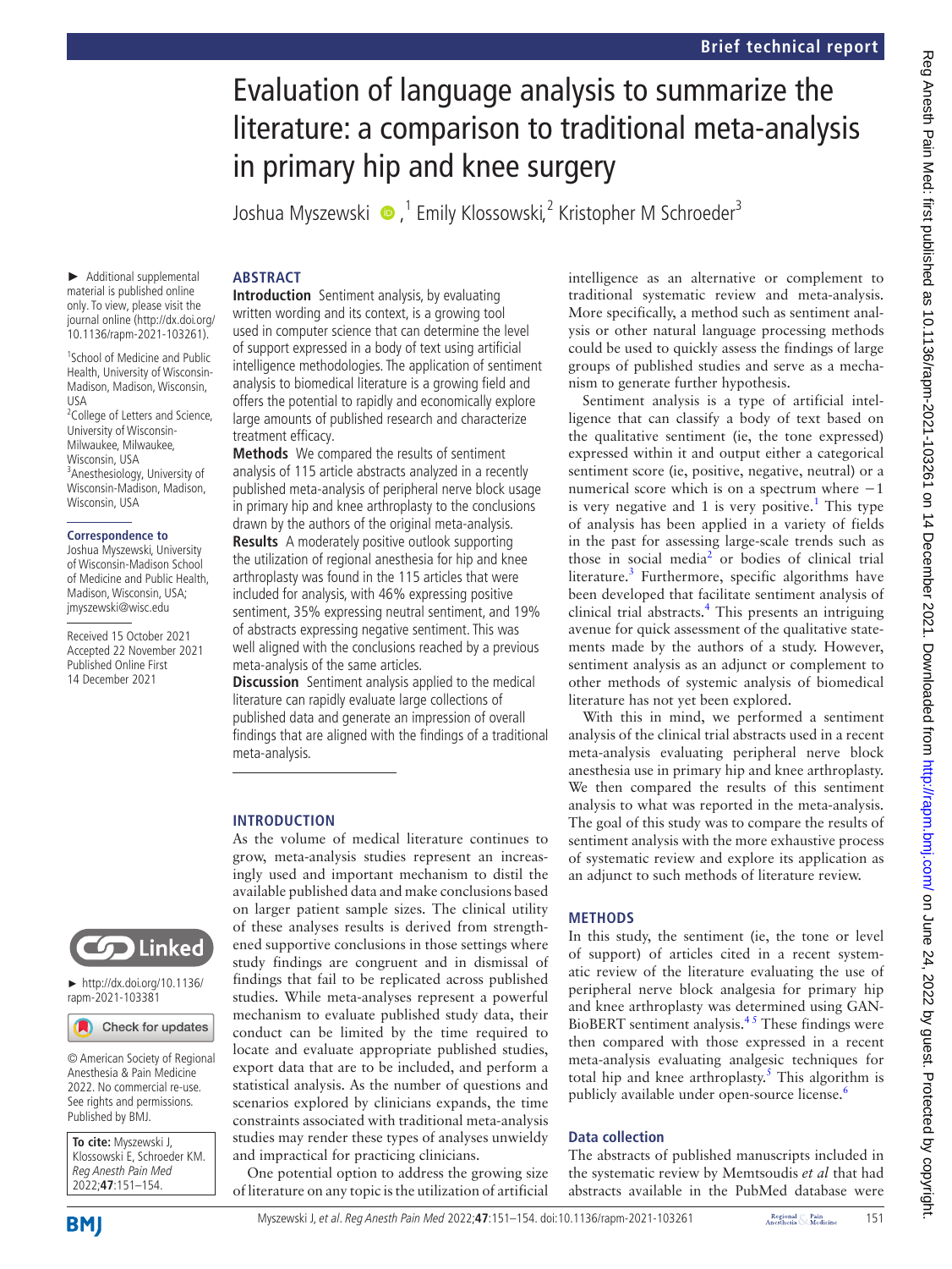# Evaluation of language analysis to summarize the literature: a comparison to traditional meta-analysis in primary hip and knee surgery

Joshua Myszewski [1], Emily Klossowski,[2] Kristopher M Schroeder[3]

► Additional supplemental material is published online only. To view, please visit the journal online (http://dx.doi.org/10.1136/rapm-2021-103261).

[1]School of Medicine and Public Health, University of Wisconsin-Madison, Madison, Wisconsin, USA
[2]College of Letters and Science, University of Wisconsin-Milwaukee, Milwaukee, Wisconsin, USA
[3]Anesthesiology, University of Wisconsin-Madison, Madison, Wisconsin, USA

**Correspondence to**
Joshua Myszewski, University of Wisconsin-Madison School of Medicine and Public Health, Madison, Wisconsin, USA; jmyszewski@wisc.edu

Received 15 October 2021
Accepted 22 November 2021
Published Online First 14 December 2021

► http://dx.doi.org/10.1136/rapm-2021-103381

© American Society of Regional Anesthesia & Pain Medicine 2022. No commercial re-use. See rights and permissions. Published by BMJ.

**To cite:** Myszewski J, Klossowski E, Schroeder KM. *Reg Anesth Pain Med* 2022;**47**:151–154.

## ABSTRACT

**Introduction** Sentiment analysis, by evaluating written wording and its context, is a growing tool used in computer science that can determine the level of support expressed in a body of text using artificial intelligence methodologies. The application of sentiment analysis to biomedical literature is a growing field and offers the potential to rapidly and economically explore large amounts of published research and characterize treatment efficacy.

**Methods** We compared the results of sentiment analysis of 115 article abstracts analyzed in a recently published meta-analysis of peripheral nerve block usage in primary hip and knee arthroplasty to the conclusions drawn by the authors of the original meta-analysis.

**Results** A moderately positive outlook supporting the utilization of regional anesthesia for hip and knee arthroplasty was found in the 115 articles that were included for analysis, with 46% expressing positive sentiment, 35% expressing neutral sentiment, and 19% of abstracts expressing negative sentiment. This was well aligned with the conclusions reached by a previous meta-analysis of the same articles.

**Discussion** Sentiment analysis applied to the medical literature can rapidly evaluate large collections of published data and generate an impression of overall findings that are aligned with the findings of a traditional meta-analysis.

## INTRODUCTION

As the volume of medical literature continues to grow, meta-analysis studies represent an increasingly used and important mechanism to distil the available published data and make conclusions based on larger patient sample sizes. The clinical utility of these analyses results is derived from strengthened supportive conclusions in those settings where study findings are congruent and in dismissal of findings that fail to be replicated across published studies. While meta-analyses represent a powerful mechanism to evaluate published study data, their conduct can be limited by the time required to locate and evaluate appropriate published studies, export data that are to be included, and perform a statistical analysis. As the number of questions and scenarios explored by clinicians expands, the time constraints associated with traditional meta-analysis studies may render these types of analyses unwieldy and impractical for practicing clinicians.

One potential option to address the growing size of literature on any topic is the utilization of artificial intelligence as an alternative or complement to traditional systematic review and meta-analysis. More specifically, a method such as sentiment analysis or other natural language processing methods could be used to quickly assess the findings of large groups of published studies and serve as a mechanism to generate further hypothesis.

Sentiment analysis is a type of artificial intelligence that can classify a body of text based on the qualitative sentiment (ie, the tone expressed) expressed within it and output either a categorical sentiment score (ie, positive, negative, neutral) or a numerical score which is on a spectrum where −1 is very negative and 1 is very positive.[1] This type of analysis has been applied in a variety of fields in the past for assessing large-scale trends such as those in social media[2] or bodies of clinical trial literature.[3] Furthermore, specific algorithms have been developed that facilitate sentiment analysis of clinical trial abstracts.[4] This presents an intriguing avenue for quick assessment of the qualitative statements made by the authors of a study. However, sentiment analysis as an adjunct or complement to other methods of systemic analysis of biomedical literature has not yet been explored.

With this in mind, we performed a sentiment analysis of the clinical trial abstracts used in a recent meta-analysis evaluating peripheral nerve block anesthesia use in primary hip and knee arthroplasty. We then compared the results of this sentiment analysis to what was reported in the meta-analysis. The goal of this study was to compare the results of sentiment analysis with the more exhaustive process of systematic review and explore its application as an adjunct to such methods of literature review.

## METHODS

In this study, the sentiment (ie, the tone or level of support) of articles cited in a recent systematic review of the literature evaluating the use of peripheral nerve block analgesia for primary hip and knee arthroplasty was determined using GAN-BioBERT sentiment analysis.[4,5] These findings were then compared with those expressed in a recent meta-analysis evaluating analgesic techniques for total hip and knee arthroplasty.[5] This algorithm is publicly available under open-source license.[6]

### Data collection

The abstracts of published manuscripts included in the systematic review by Memtsoudis *et al* that had abstracts available in the PubMed database were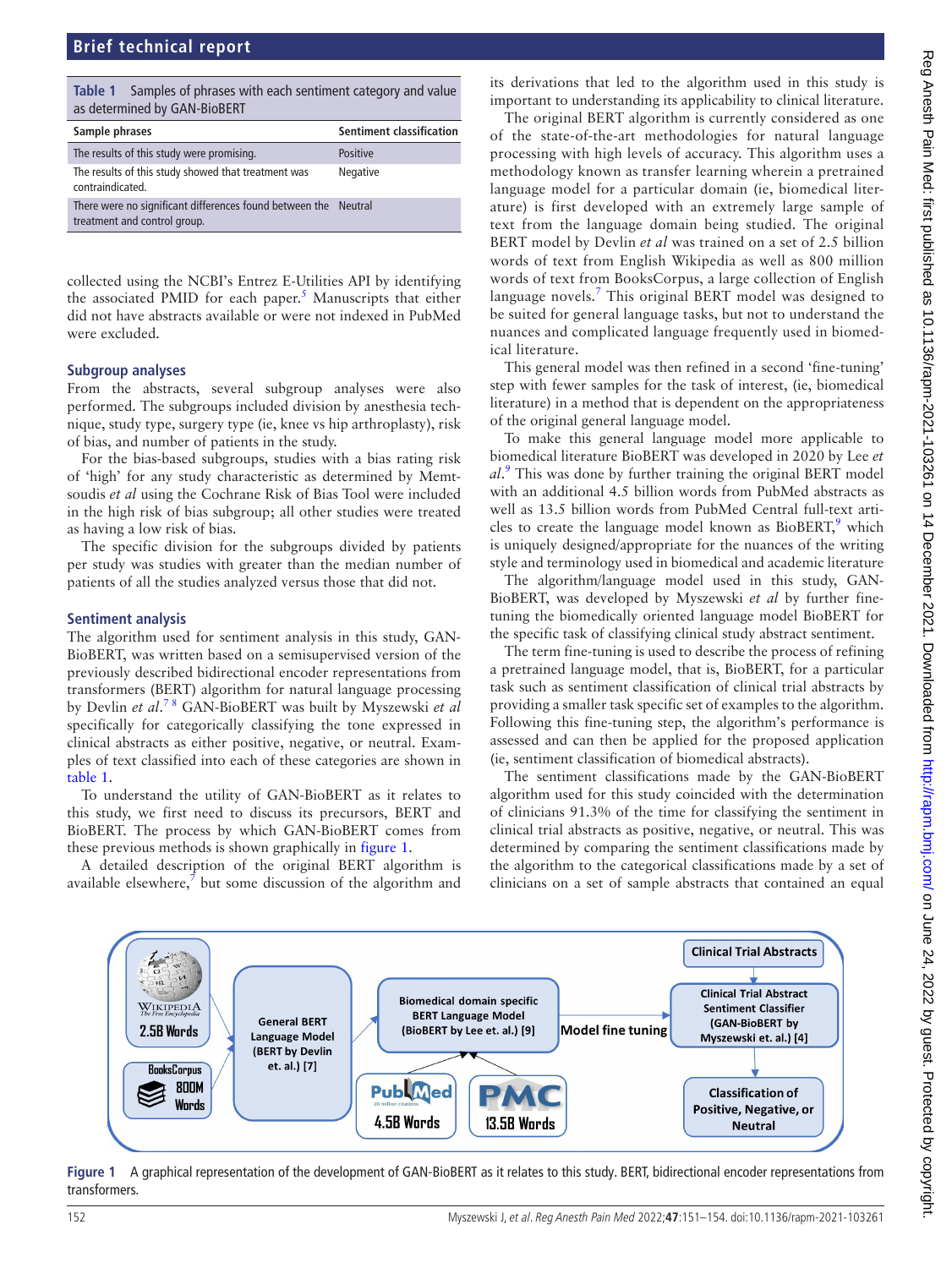**Table 1** Samples of phrases with each sentiment category and value as determined by GAN-BioBERT

| Sample phrases | Sentiment classification |
|---|---|
| The results of this study were promising. | Positive |
| The results of this study showed that treatment was contraindicated. | Negative |
| There were no significant differences found between the treatment and control group. | Neutral |

collected using the NCBI's Entrez E-Utilities API by identifying the associated PMID for each paper.[5] Manuscripts that either did not have abstracts available or were not indexed in PubMed were excluded.

### Subgroup analyses

From the abstracts, several subgroup analyses were also performed. The subgroups included division by anesthesia technique, study type, surgery type (ie, knee vs hip arthroplasty), risk of bias, and number of patients in the study.

For the bias-based subgroups, studies with a bias rating risk of 'high' for any study characteristic as determined by Memtsoudis *et al* using the Cochrane Risk of Bias Tool were included in the high risk of bias subgroup; all other studies were treated as having a low risk of bias.

The specific division for the subgroups divided by patients per study was studies with greater than the median number of patients of all the studies analyzed versus those that did not.

### Sentiment analysis

The algorithm used for sentiment analysis in this study, GAN-BioBERT, was written based on a semisupervised version of the previously described bidirectional encoder representations from transformers (BERT) algorithm for natural language processing by Devlin *et al*.[7,8] GAN-BioBERT was built by Myszewski *et al* specifically for categorically classifying the tone expressed in clinical abstracts as either positive, negative, or neutral. Examples of text classified into each of these categories are shown in table 1.

To understand the utility of GAN-BioBERT as it relates to this study, we first need to discuss its precursors, BERT and BioBERT. The process by which GAN-BioBERT comes from these previous methods is shown graphically in figure 1.

A detailed description of the original BERT algorithm is available elsewhere,[7] but some discussion of the algorithm and its derivations that led to the algorithm used in this study is important to understanding its applicability to clinical literature.

The original BERT algorithm is currently considered as one of the state-of-the-art methodologies for natural language processing with high levels of accuracy. This algorithm uses a methodology known as transfer learning wherein a pretrained language model for a particular domain (ie, biomedical literature) is first developed with an extremely large sample of text from the language domain being studied. The original BERT model by Devlin *et al* was trained on a set of 2.5 billion words of text from English Wikipedia as well as 800 million words of text from BooksCorpus, a large collection of English language novels.[7] This original BERT model was designed to be suited for general language tasks, but not to understand the nuances and complicated language frequently used in biomedical literature.

This general model was then refined in a second 'fine-tuning' step with fewer samples for the task of interest, (ie, biomedical literature) in a method that is dependent on the appropriateness of the original general language model.

To make this general language model more applicable to biomedical literature BioBERT was developed in 2020 by Lee *et al*.[9] This was done by further training the original BERT model with an additional 4.5 billion words from PubMed abstracts as well as 13.5 billion words from PubMed Central full-text articles to create the language model known as BioBERT,[9] which is uniquely designed/appropriate for the nuances of the writing style and terminology used in biomedical and academic literature

The algorithm/language model used in this study, GAN-BioBERT, was developed by Myszewski *et al* by further fine-tuning the biomedically oriented language model BioBERT for the specific task of classifying clinical study abstract sentiment.

The term fine-tuning is used to describe the process of refining a pretrained language model, that is, BioBERT, for a particular task such as sentiment classification of clinical trial abstracts by providing a smaller task specific set of examples to the algorithm. Following this fine-tuning step, the algorithm's performance is assessed and can then be applied for the proposed application (ie, sentiment classification of biomedical abstracts).

The sentiment classifications made by the GAN-BioBERT algorithm used for this study coincided with the determination of clinicians 91.3% of the time for classifying the sentiment in clinical trial abstracts as positive, negative, or neutral. This was determined by comparing the sentiment classifications made by the algorithm to the categorical classifications made by a set of clinicians on a set of sample abstracts that contained an equal

**Figure 1** A graphical representation of the development of GAN-BioBERT as it relates to this study. BERT, bidirectional encoder representations from transformers.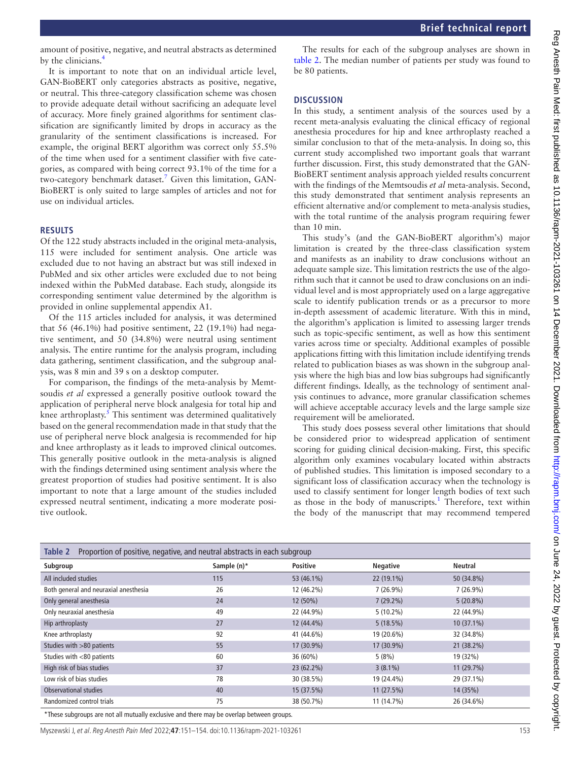amount of positive, negative, and neutral abstracts as determined by the clinicians.[4]

It is important to note that on an individual article level, GAN-BioBERT only categories abstracts as positive, negative, or neutral. This three-category classification scheme was chosen to provide adequate detail without sacrificing an adequate level of accuracy. More finely grained algorithms for sentiment classification are significantly limited by drops in accuracy as the granularity of the sentiment classifications is increased. For example, the original BERT algorithm was correct only 55.5% of the time when used for a sentiment classifier with five categories, as compared with being correct 93.1% of the time for a two-category benchmark dataset.[7] Given this limitation, GAN-BioBERT is only suited to large samples of articles and not for use on individual articles.

## RESULTS

Of the 122 study abstracts included in the original meta-analysis, 115 were included for sentiment analysis. One article was excluded due to not having an abstract but was still indexed in PubMed and six other articles were excluded due to not being indexed within the PubMed database. Each study, alongside its corresponding sentiment value determined by the algorithm is provided in online supplemental appendix A1.

Of the 115 articles included for analysis, it was determined that 56 (46.1%) had positive sentiment, 22 (19.1%) had negative sentiment, and 50 (34.8%) were neutral using sentiment analysis. The entire runtime for the analysis program, including data gathering, sentiment classification, and the subgroup analysis, was 8 min and 39 s on a desktop computer.

For comparison, the findings of the meta-analysis by Memtsoudis *et al* expressed a generally positive outlook toward the application of peripheral nerve block analgesia for total hip and knee arthroplasty.[5] This sentiment was determined qualitatively based on the general recommendation made in that study that the use of peripheral nerve block analgesia is recommended for hip and knee arthroplasty as it leads to improved clinical outcomes. This generally positive outlook in the meta-analysis is aligned with the findings determined using sentiment analysis where the greatest proportion of studies had positive sentiment. It is also important to note that a large amount of the studies included expressed neutral sentiment, indicating a more moderate positive outlook.

The results for each of the subgroup analyses are shown in table 2. The median number of patients per study was found to be 80 patients.

## DISCUSSION

In this study, a sentiment analysis of the sources used by a recent meta-analysis evaluating the clinical efficacy of regional anesthesia procedures for hip and knee arthroplasty reached a similar conclusion to that of the meta-analysis. In doing so, this current study accomplished two important goals that warrant further discussion. First, this study demonstrated that the GAN-BioBERT sentiment analysis approach yielded results concurrent with the findings of the Memtsoudis *et al* meta-analysis. Second, this study demonstrated that sentiment analysis represents an efficient alternative and/or complement to meta-analysis studies, with the total runtime of the analysis program requiring fewer than 10 min.

This study's (and the GAN-BioBERT algorithm's) major limitation is created by the three-class classification system and manifests as an inability to draw conclusions without an adequate sample size. This limitation restricts the use of the algorithm such that it cannot be used to draw conclusions on an individual level and is most appropriately used on a large aggregative scale to identify publication trends or as a precursor to more in-depth assessment of academic literature. With this in mind, the algorithm's application is limited to assessing larger trends such as topic-specific sentiment, as well as how this sentiment varies across time or specialty. Additional examples of possible applications fitting with this limitation include identifying trends related to publication biases as was shown in the subgroup analysis where the high bias and low bias subgroups had significantly different findings. Ideally, as the technology of sentiment analysis continues to advance, more granular classification schemes will achieve acceptable accuracy levels and the large sample size requirement will be ameliorated.

This study does possess several other limitations that should be considered prior to widespread application of sentiment scoring for guiding clinical decision-making. First, this specific algorithm only examines vocabulary located within abstracts of published studies. This limitation is imposed secondary to a significant loss of classification accuracy when the technology is used to classify sentiment for longer length bodies of text such as those in the body of manuscripts.[1] Therefore, text within the body of the manuscript that may recommend tempered

**Table 2** Proportion of positive, negative, and neutral abstracts in each subgroup

| Subgroup | Sample (n)* | Positive | Negative | Neutral |
|---|---|---|---|---|
| All included studies | 115 | 53 (46.1%) | 22 (19.1%) | 50 (34.8%) |
| Both general and neuraxial anesthesia | 26 | 12 (46.2%) | 7 (26.9%) | 7 (26.9%) |
| Only general anesthesia | 24 | 12 (50%) | 7 (29.2%) | 5 (20.8%) |
| Only neuraxial anesthesia | 49 | 22 (44.9%) | 5 (10.2%) | 22 (44.9%) |
| Hip arthroplasty | 27 | 12 (44.4%) | 5 (18.5%) | 10 (37.1%) |
| Knee arthroplasty | 92 | 41 (44.6%) | 19 (20.6%) | 32 (34.8%) |
| Studies with >80 patients | 55 | 17 (30.9%) | 17 (30.9%) | 21 (38.2%) |
| Studies with <80 patients | 60 | 36 (60%) | 5 (8%) | 19 (32%) |
| High risk of bias studies | 37 | 23 (62.2%) | 3 (8.1%) | 11 (29.7%) |
| Low risk of bias studies | 78 | 30 (38.5%) | 19 (24.4%) | 29 (37.1%) |
| Observational studies | 40 | 15 (37.5%) | 11 (27.5%) | 14 (35%) |
| Randomized control trials | 75 | 38 (50.7%) | 11 (14.7%) | 26 (34.6%) |

*These subgroups are not all mutually exclusive and there may be overlap between groups.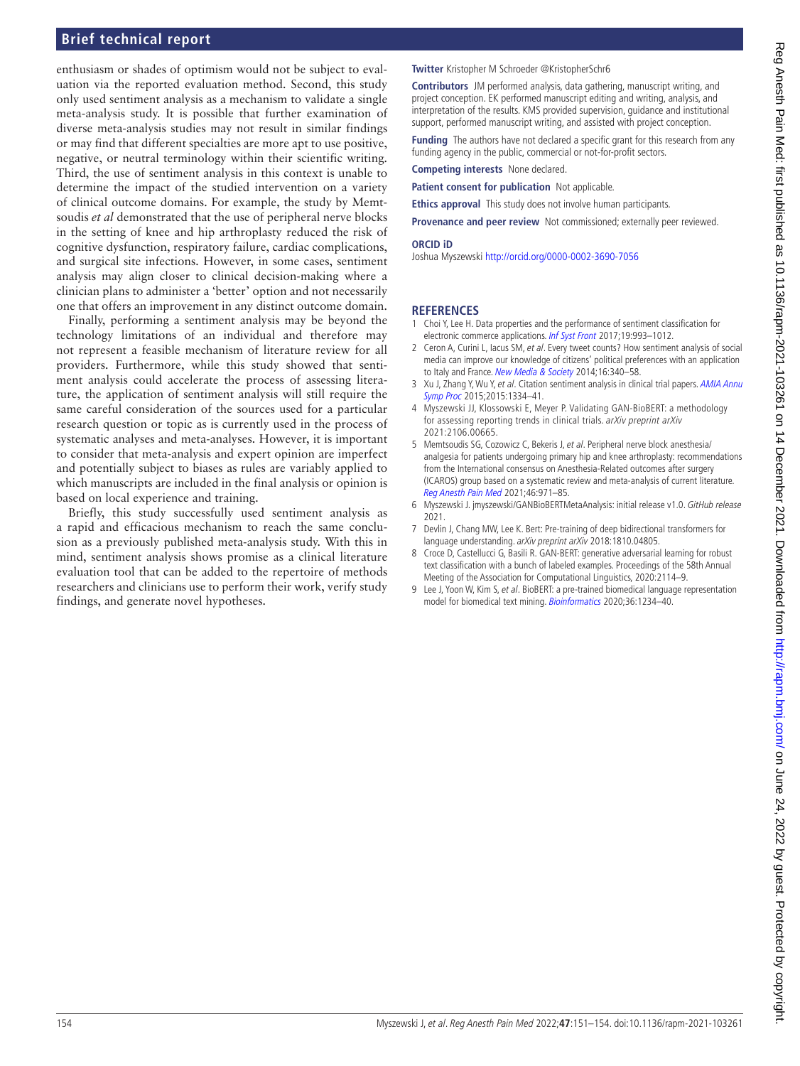enthusiasm or shades of optimism would not be subject to evaluation via the reported evaluation method. Second, this study only used sentiment analysis as a mechanism to validate a single meta-analysis study. It is possible that further examination of diverse meta-analysis studies may not result in similar findings or may find that different specialties are more apt to use positive, negative, or neutral terminology within their scientific writing. Third, the use of sentiment analysis in this context is unable to determine the impact of the studied intervention on a variety of clinical outcome domains. For example, the study by Memtsoudis *et al* demonstrated that the use of peripheral nerve blocks in the setting of knee and hip arthroplasty reduced the risk of cognitive dysfunction, respiratory failure, cardiac complications, and surgical site infections. However, in some cases, sentiment analysis may align closer to clinical decision-making where a clinician plans to administer a 'better' option and not necessarily one that offers an improvement in any distinct outcome domain.

Finally, performing a sentiment analysis may be beyond the technology limitations of an individual and therefore may not represent a feasible mechanism of literature review for all providers. Furthermore, while this study showed that sentiment analysis could accelerate the process of assessing literature, the application of sentiment analysis will still require the same careful consideration of the sources used for a particular research question or topic as is currently used in the process of systematic analyses and meta-analyses. However, it is important to consider that meta-analysis and expert opinion are imperfect and potentially subject to biases as rules are variably applied to which manuscripts are included in the final analysis or opinion is based on local experience and training.

Briefly, this study successfully used sentiment analysis as a rapid and efficacious mechanism to reach the same conclusion as a previously published meta-analysis study. With this in mind, sentiment analysis shows promise as a clinical literature evaluation tool that can be added to the repertoire of methods researchers and clinicians use to perform their work, verify study findings, and generate novel hypotheses.

**Twitter** Kristopher M Schroeder @KristopherSchr6

**Contributors** JM performed analysis, data gathering, manuscript writing, and project conception. EK performed manuscript editing and writing, analysis, and interpretation of the results. KMS provided supervision, guidance and institutional support, performed manuscript writing, and assisted with project conception.

**Funding** The authors have not declared a specific grant for this research from any funding agency in the public, commercial or not-for-profit sectors.

**Competing interests** None declared.

**Patient consent for publication** Not applicable.

**Ethics approval** This study does not involve human participants.

**Provenance and peer review** Not commissioned; externally peer reviewed.

**ORCID iD**

Joshua Myszewski http://orcid.org/0000-0002-3690-7056

## REFERENCES

1. Choi Y, Lee H. Data properties and the performance of sentiment classification for electronic commerce applications. *Inf Syst Front* 2017;19:993–1012.
2. Ceron A, Curini L, Iacus SM, *et al*. Every tweet counts? How sentiment analysis of social media can improve our knowledge of citizens' political preferences with an application to Italy and France. *New Media & Society* 2014;16:340–58.
3. Xu J, Zhang Y, Wu Y, *et al*. Citation sentiment analysis in clinical trial papers. *AMIA Annu Symp Proc* 2015;2015:1334–41.
4. Myszewski JJ, Klossowski E, Meyer P. Validating GAN-BioBERT: a methodology for assessing reporting trends in clinical trials. *arXiv preprint arXiv* 2021:2106.00665.
5. Memtsoudis SG, Cozowicz C, Bekeris J, *et al*. Peripheral nerve block anesthesia/analgesia for patients undergoing primary hip and knee arthroplasty: recommendations from the International consensus on Anesthesia-Related outcomes after surgery (ICAROS) group based on a systematic review and meta-analysis of current literature. *Reg Anesth Pain Med* 2021;46:971–85.
6. Myszewski J. jmyszewski/GANBioBERTMetaAnalysis: initial release v1.0. *GitHub release* 2021.
7. Devlin J, Chang MW, Lee K. Bert: Pre-training of deep bidirectional transformers for language understanding. *arXiv preprint arXiv* 2018:1810.04805.
8. Croce D, Castellucci G, Basili R. GAN-BERT: generative adversarial learning for robust text classification with a bunch of labeled examples. Proceedings of the 58th Annual Meeting of the Association for Computational Linguistics, 2020:2114–9.
9. Lee J, Yoon W, Kim S, *et al*. BioBERT: a pre-trained biomedical language representation model for biomedical text mining. *Bioinformatics* 2020;36:1234–40.